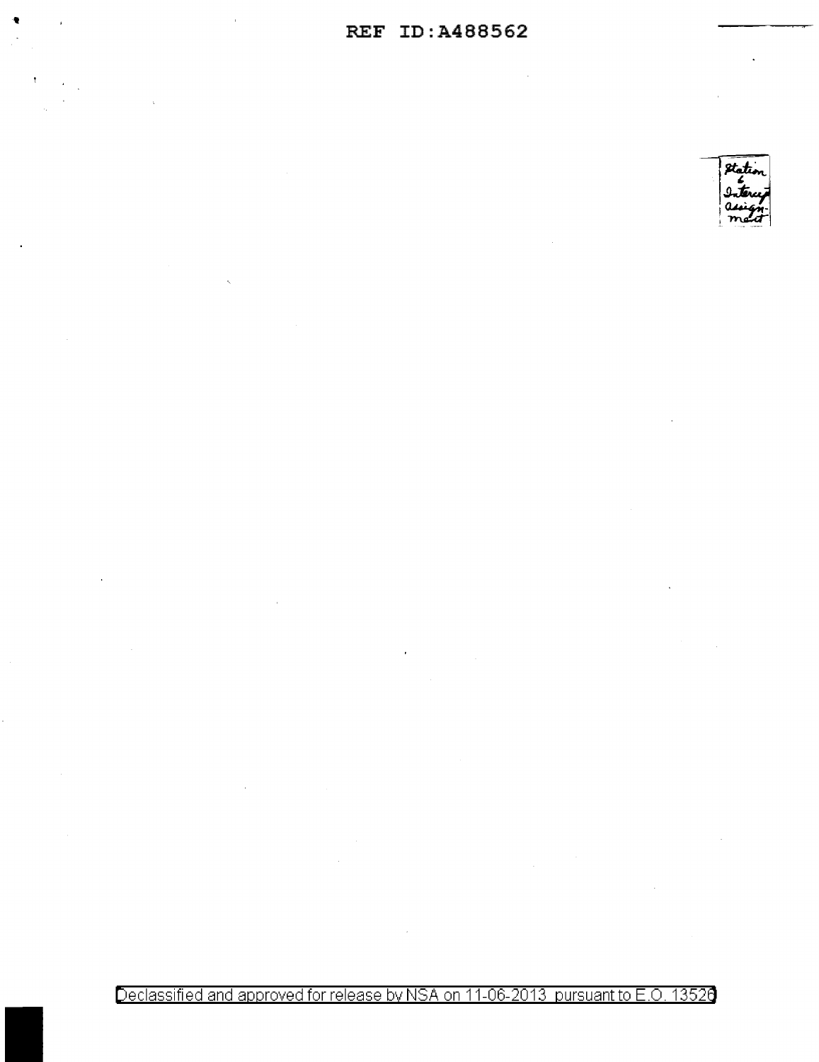Station & Intercept assignment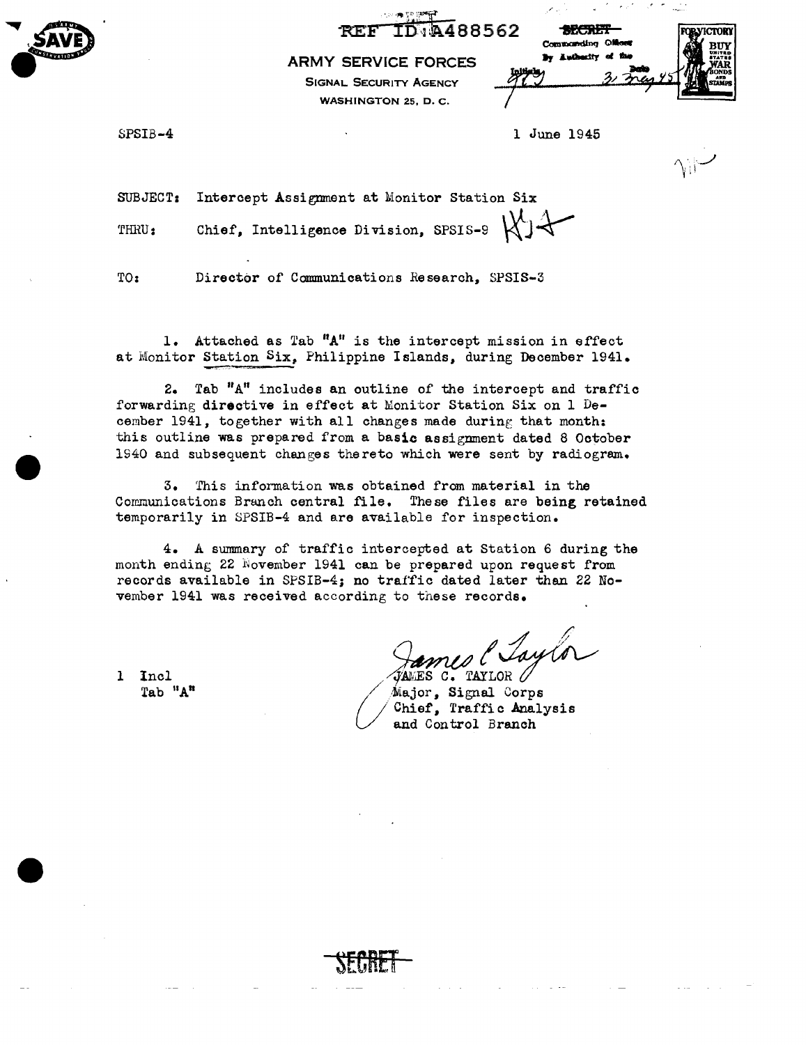REF ID:A488562

~~SECRET~~
Commanding Officer
By Authority of the
Initials ___ Date 31 May 45

ARMY SERVICE FORCES
SIGNAL SECURITY AGENCY
WASHINGTON 25, D. C.

SPSIB-4

1 June 1945

SUBJECT: Intercept Assignment at Monitor Station Six

THRU: Chief, Intelligence Division, SPSIS-9

TO: Director of Communications Research, SPSIS-3

1. Attached as Tab "A" is the intercept mission in effect at Monitor Station Six, Philippine Islands, during December 1941.

2. Tab "A" includes an outline of the intercept and traffic forwarding directive in effect at Monitor Station Six on 1 December 1941, together with all changes made during that month: this outline was prepared from a basic assignment dated 8 October 1940 and subsequent changes thereto which were sent by radiogram.

3. This information was obtained from material in the Communications Branch central file. These files are being retained temporarily in SPSIB-4 and are available for inspection.

4. A summary of traffic intercepted at Station 6 during the month ending 22 November 1941 can be prepared upon request from records available in SPSIB-4; no traffic dated later than 22 November 1941 was received according to these records.

1 Incl
Tab "A"

JAMES C. TAYLOR
Major, Signal Corps
Chief, Traffic Analysis and Control Branch

~~SECRET~~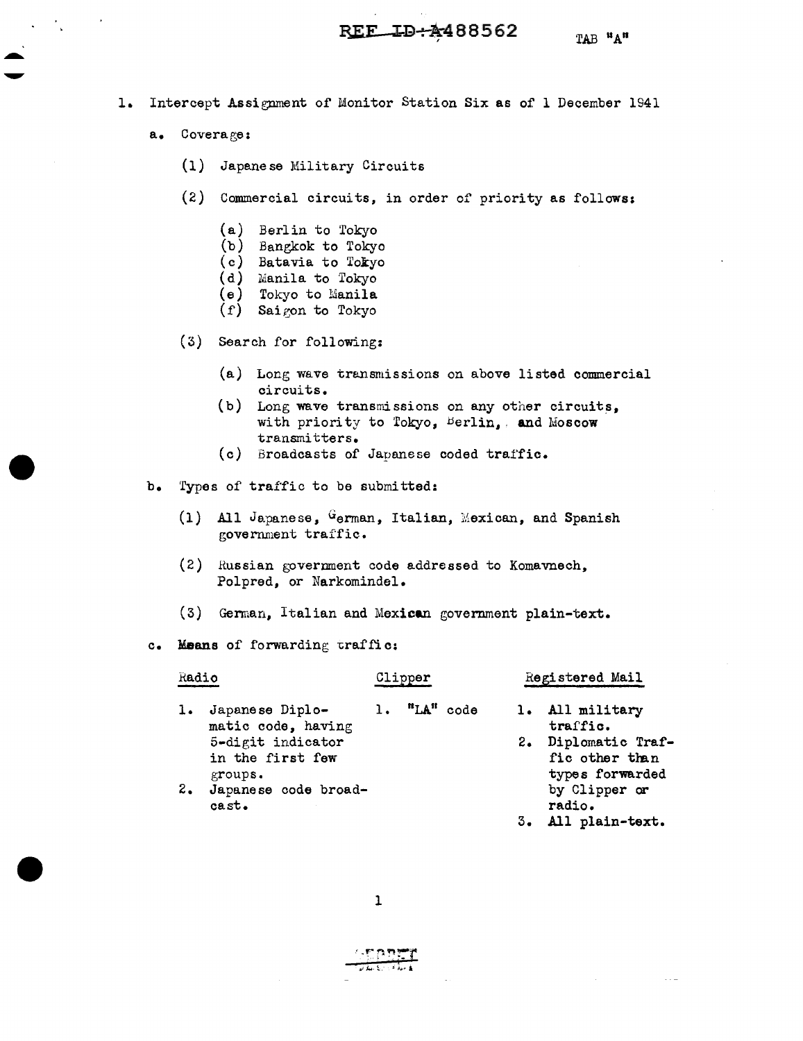REF ID:A488562

TAB "A"

1. Intercept Assignment of Monitor Station Six as of 1 December 1941

   a. Coverage:

      (1) Japanese Military Circuits

      (2) Commercial circuits, in order of priority as follows:

         (a) Berlin to Tokyo
         (b) Bangkok to Tokyo
         (c) Batavia to Tokyo
         (d) Manila to Tokyo
         (e) Tokyo to Manila
         (f) Saigon to Tokyo

      (3) Search for following:

         (a) Long wave transmissions on above listed commercial circuits.
         (b) Long wave transmissions on any other circuits, with priority to Tokyo, Berlin, and Moscow transmitters.
         (c) Broadcasts of Japanese coded traffic.

   b. Types of traffic to be submitted:

      (1) All Japanese, German, Italian, Mexican, and Spanish government traffic.

      (2) Russian government code addressed to Komavnech, Polpred, or Narkomindel.

      (3) German, Italian and Mexican government plain-text.

   c. Means of forwarding traffic:

| Radio | Clipper | Registered Mail |
|---|---|---|
| 1. Japanese Diplomatic code, having 5-digit indicator in the first few groups. | 1. "LA" code | 1. All military traffic. |
| 2. Japanese code broadcast. | | 2. Diplomatic Traffic other than types forwarded by Clipper or radio. |
| | | 3. All plain-text. |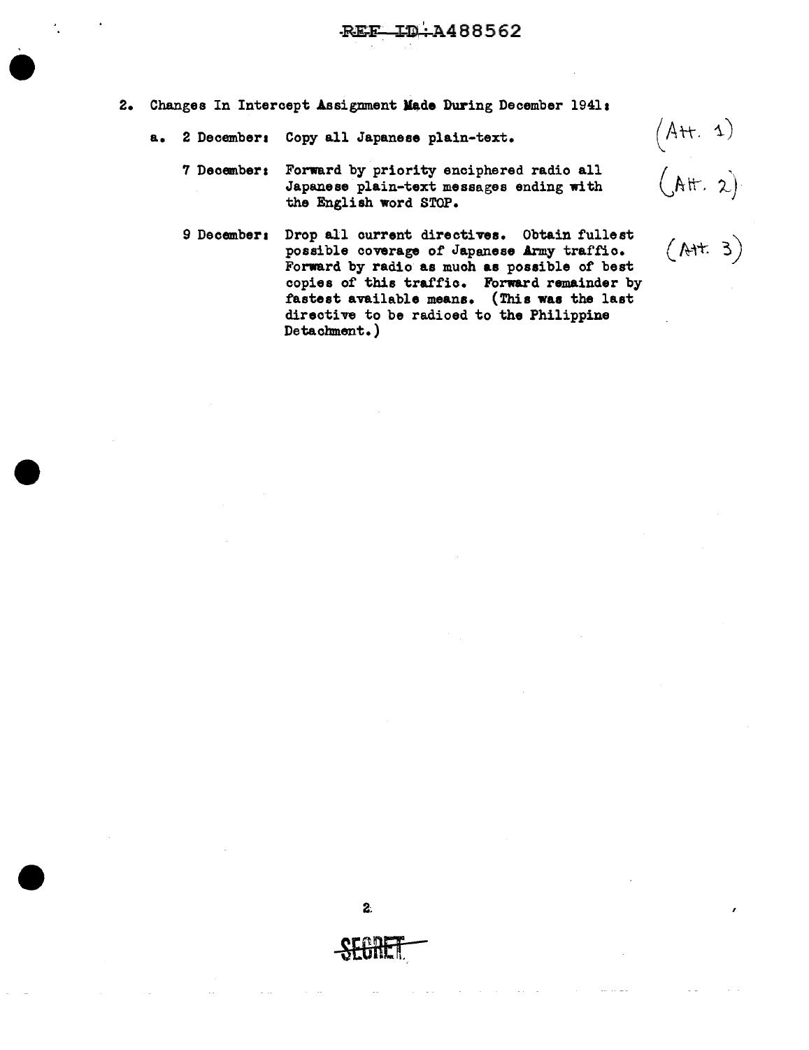2. Changes In Intercept Assignment Made During December 1941:

   a. 2 December: Copy all Japanese plain-text. (Att. 1)

      7 December: Forward by priority enciphered radio all Japanese plain-text messages ending with the English word STOP. (Att. 2)

      9 December: Drop all current directives. Obtain fullest possible coverage of Japanese Army traffic. Forward by radio as much as possible of best copies of this traffic. Forward remainder by fastest available means. (This was the last directive to be radioed to the Philippine Detachment.) (Att. 3)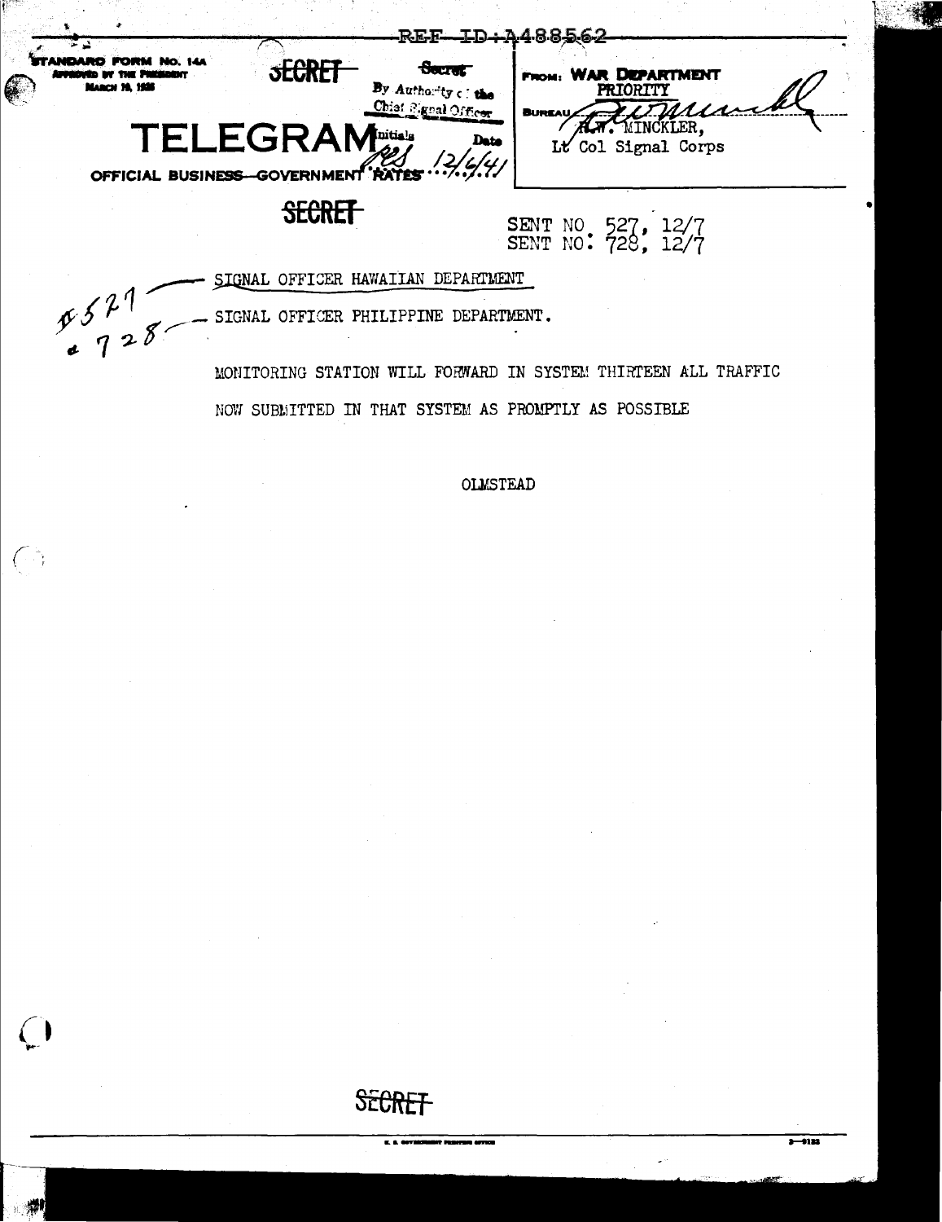REF ID:A488562

STANDARD FORM NO. 14A
APPROVED BY THE PRESIDENT
MARCH 10, 1926

SECRET

~~Secret~~
By Authority of the
Chief Signal Officer

# TELEGRAM

Initials RES Date 12/6/41

OFFICIAL BUSINESS—GOVERNMENT RATES

FROM: WAR DEPARTMENT
PRIORITY
BUREAU
R.W. MINCKLER,
Lt Col Signal Corps

SECRET

SENT NO. 527, 12/7
SENT NO: 728, 12/7

#527 — SIGNAL OFFICER HAWAIIAN DEPARTMENT

& 728 — SIGNAL OFFICER PHILIPPINE DEPARTMENT.

MONITORING STATION WILL FORWARD IN SYSTEM THIRTEEN ALL TRAFFIC NOW SUBMITTED IN THAT SYSTEM AS PROMPTLY AS POSSIBLE

OLMSTEAD

SECRET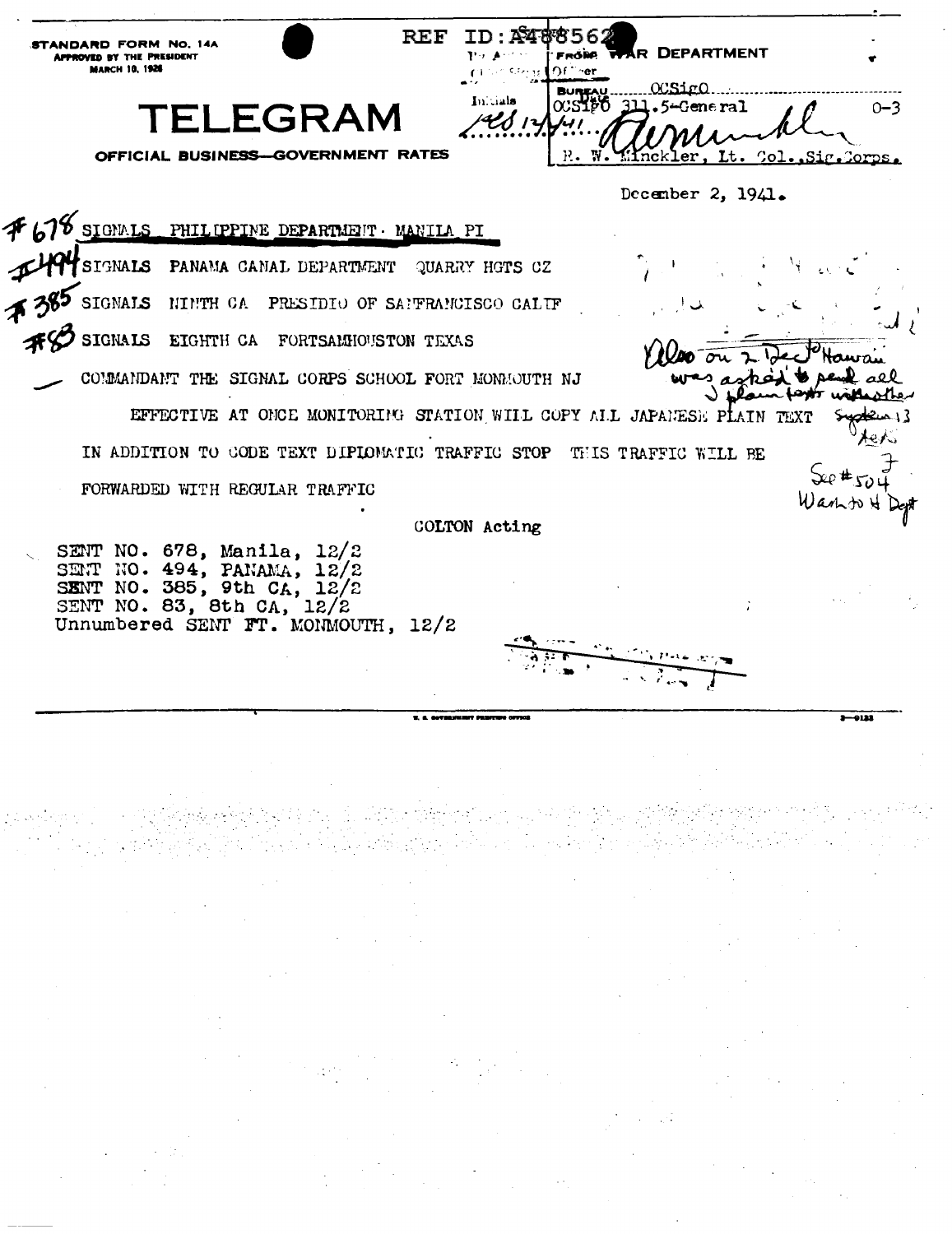STANDARD FORM NO. 14A
APPROVED BY THE PRESIDENT
MARCH 10, 1926

REF ID:A488562

# TELEGRAM

OFFICIAL BUSINESS—GOVERNMENT RATES

FROM WAR DEPARTMENT

Officer

BUREAU OCSigO

Initials

Date OCSigO 311.5-General 0-3

12/1/41

R. W. Minckler, Lt. Col., Sig. Corps.

December 2, 1941.

#678 SIGNALS PHILIPPINE DEPARTMENT MANILA PI

#494 SIGNALS PANAMA CANAL DEPARTMENT QUARRY HGTS CZ

#385 SIGNALS NINTH CA PRESIDIO OF SANFRANCISCO CALIF

#83 SIGNALS EIGHTH CA FORTSAMHOUSTON TEXAS

COMMANDANT THE SIGNAL CORPS SCHOOL FORT MONMOUTH NJ

EFFECTIVE AT ONCE MONITORING STATION WILL COPY ALL JAPANESE PLAIN TEXT IN ADDITION TO CODE TEXT DIPLOMATIC TRAFFIC STOP THIS TRAFFIC WILL BE FORWARDED WITH REGULAR TRAFFIC

COLTON Acting

Also on 2 Dec Hawaii was asked to send all plain text with other System 13 texts. See #504 Wash to H Dept

SENT NO. 678, Manila, 12/2
SENT NO. 494, PANAMA, 12/2
SENT NO. 385, 9th CA, 12/2
SENT NO. 83, 8th CA, 12/2
Unnumbered SENT FT. MONMOUTH, 12/2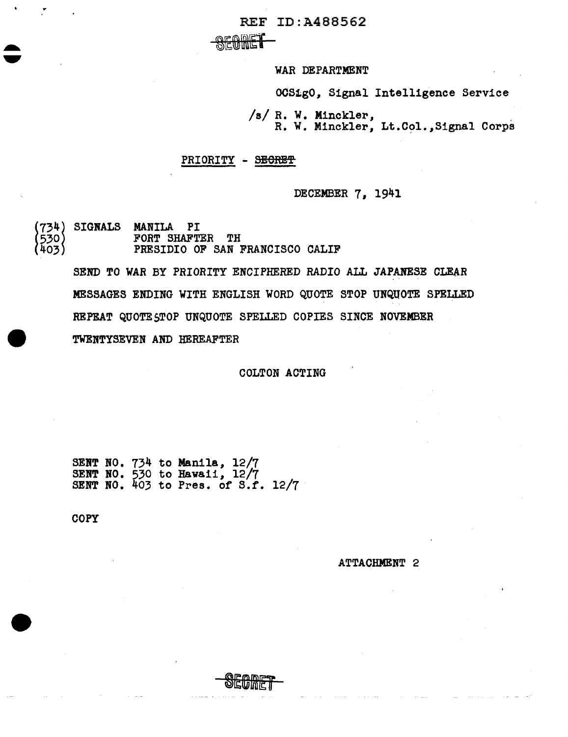REF ID:A488562

~~SECRET~~

WAR DEPARTMENT

OCSigO, Signal Intelligence Service

/s/ R. W. Minckler,
R. W. Minckler, Lt.Col.,Signal Corps

PRIORITY - ~~SECRET~~

DECEMBER 7, 1941

(734) SIGNALS MANILA PI
(530) FORT SHAFTER TH
(403) PRESIDIO OF SAN FRANCISCO CALIF

SEND TO WAR BY PRIORITY ENCIPHERED RADIO ALL JAPANESE CLEAR MESSAGES ENDING WITH ENGLISH WORD QUOTE STOP UNQUOTE SPELLED REPEAT QUOTE STOP UNQUOTE SPELLED COPIES SINCE NOVEMBER TWENTYSEVEN AND HEREAFTER

COLTON ACTING

SENT NO. 734 to Manila, 12/7
SENT NO. 530 to Hawaii, 12/7
SENT NO. 403 to Pres. of S.f. 12/7

COPY

ATTACHMENT 2

~~SECRET~~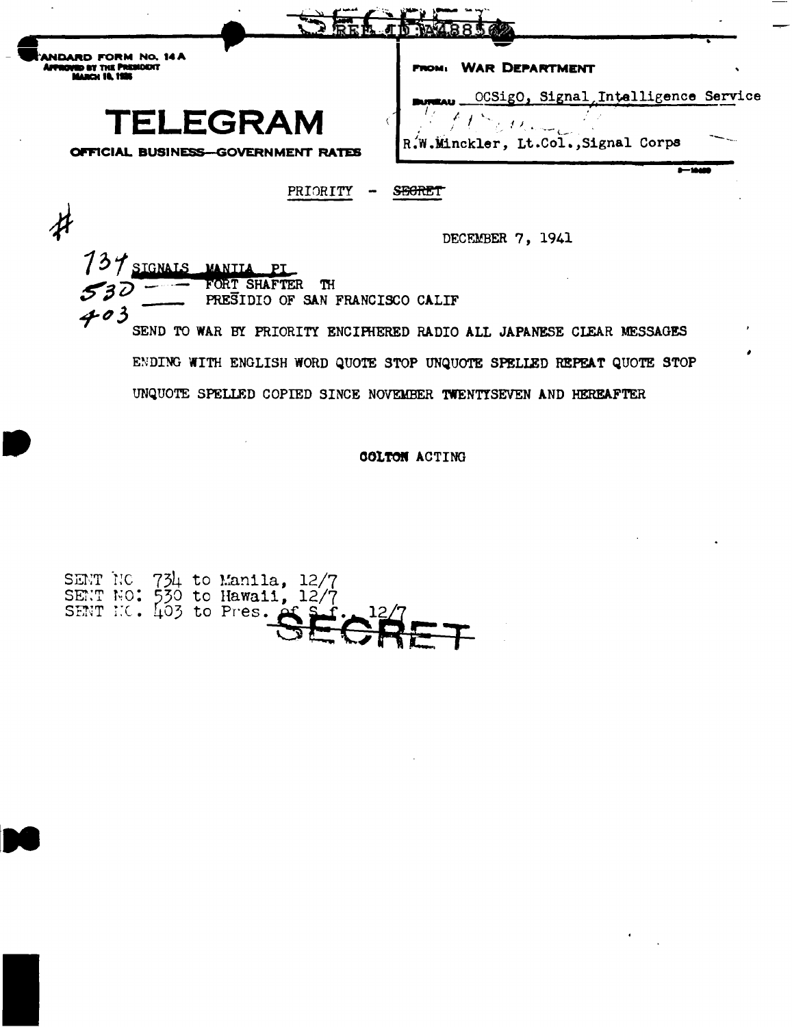SECRET

REF ID:A488562

STANDARD FORM No. 14A
APPROVED BY THE PRESIDENT
MARCH 10, 1926

# TELEGRAM

OFFICIAL BUSINESS—GOVERNMENT RATES

FROM: **WAR DEPARTMENT**

BUREAU OCSigO, Signal Intelligence Service

R.W.Minckler, Lt.Col.,Signal Corps

PRIORITY - ~~SECRET~~

#

DECEMBER 7, 1941

734 SIGNALS MANILA PI
530 — FORT SHAFTER TH
403 — PRESIDIO OF SAN FRANCISCO CALIF

SEND TO WAR BY PRIORITY ENCIPHERED RADIO ALL JAPANESE CLEAR MESSAGES ENDING WITH ENGLISH WORD QUOTE STOP UNQUOTE SPELLED REPEAT QUOTE STOP UNQUOTE SPELLED COPIED SINCE NOVEMBER TWENTYSEVEN AND HEREAFTER

COLTON ACTING

SENT NO 734 to Manila, 12/7
SENT NO: 530 to Hawaii, 12/7
SENT NO. 403 to Pres. of S.F. 12/7

SECRET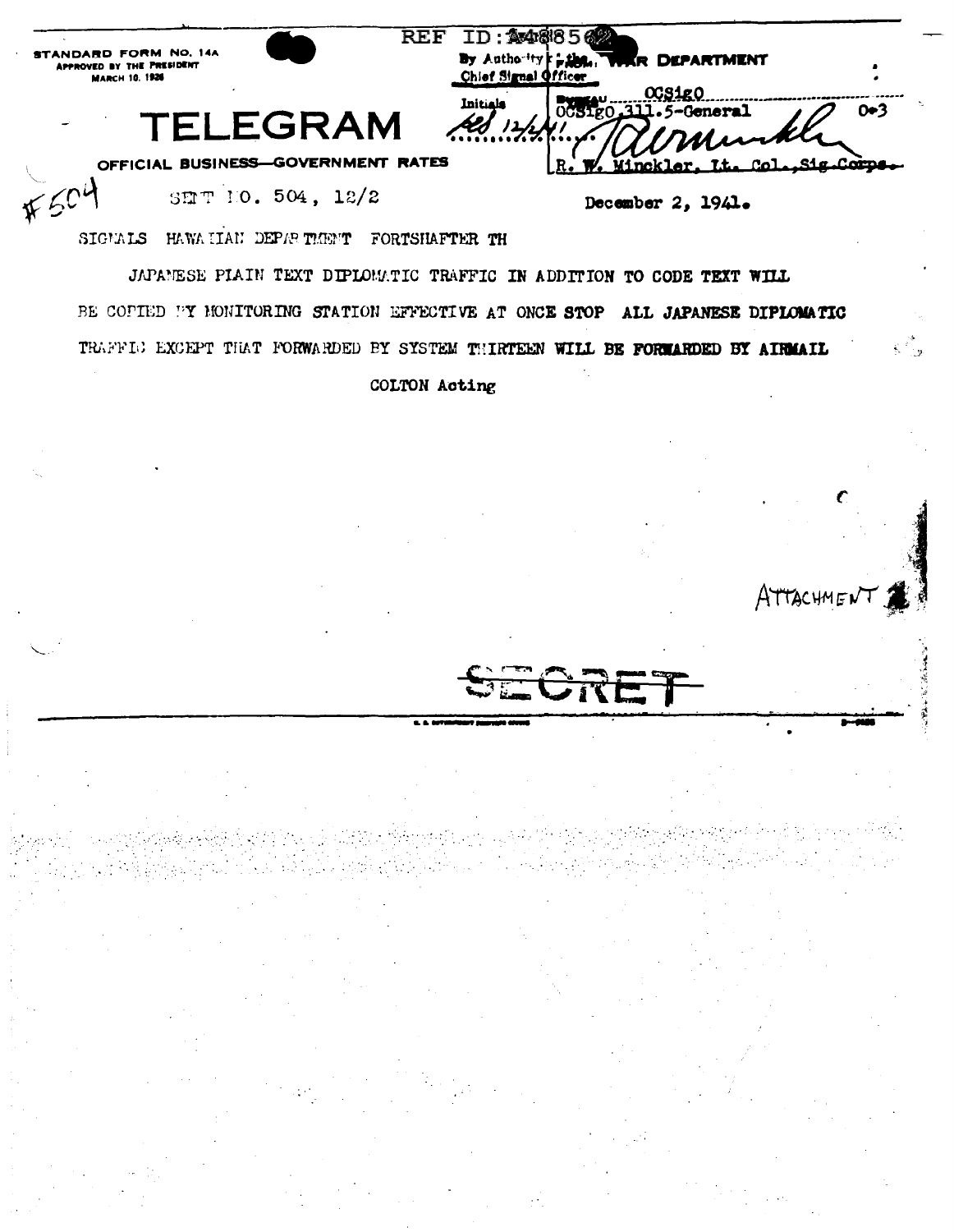REF ID:A48562

STANDARD FORM NO. 14A
APPROVED BY THE PRESIDENT
MARCH 10, 1926

# TELEGRAM

OFFICIAL BUSINESS—GOVERNMENT RATES

By Authority of the Chief Signal Officer

Initials
RD 12/2/41

FROM: WAR DEPARTMENT

Bureau OCSigO
OCSigO 311.5-General 0-3

R. W. Minckler, Lt. Col., Sig.Corps.

#504

SENT NO. 504, 12/2

December 2, 1941.

SIGNALS HAWAIIAN DEPARTMENT FORTSHAFTER TH

JAPANESE PLAIN TEXT DIPLOMATIC TRAFFIC IN ADDITION TO CODE TEXT WILL BE COPIED BY MONITORING STATION EFFECTIVE AT ONCE STOP ALL JAPANESE DIPLOMATIC TRAFFIC EXCEPT THAT FORWARDED BY SYSTEM THIRTEEN WILL BE FORWARDED BY AIRMAIL

COLTON Acting

ATTACHMENT 1

SECRET